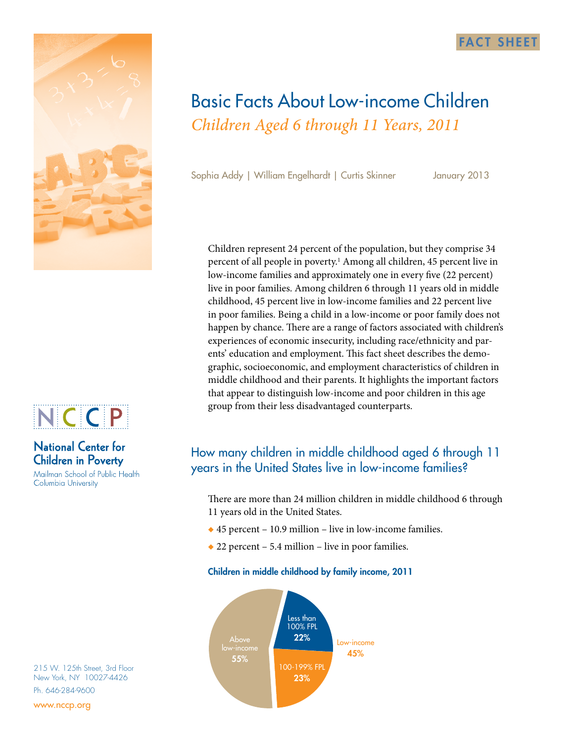FACT SHEET

# Basic Facts About Low-income Children

*Children Aged 6 through 11 Years, 2011*

Sophia Addy | William Engelhardt | Curtis Skinner

January 2013

Children represent 24 percent of the population, but they comprise 34 percent of all people in poverty.[1] Among all children, 45 percent live in low-income families and approximately one in every five (22 percent) live in poor families. Among children 6 through 11 years old in middle childhood, 45 percent live in low-income families and 22 percent live in poor families. Being a child in a low-income or poor family does not happen by chance. There are a range of factors associated with children's experiences of economic insecurity, including race/ethnicity and parents' education and employment. This fact sheet describes the demographic, socioeconomic, and employment characteristics of children in middle childhood and their parents. It highlights the important factors that appear to distinguish low-income and poor children in this age group from their less disadvantaged counterparts.

## How many children in middle childhood aged 6 through 11 years in the United States live in low-income families?

There are more than 24 million children in middle childhood 6 through 11 years old in the United States.

- 45 percent – 10.9 million – live in low-income families.
- 22 percent – 5.4 million – live in poor families.

**Children in middle childhood by family income, 2011**

| Family income | Percent |
|---|---|
| Less than 100% FPL | 22% |
| 100-199% FPL | 23% |
| Low-income | 45% |
| Above low-income | 55% |

**NCCP**

**National Center for Children in Poverty**
Mailman School of Public Health
Columbia University

215 W. 125th Street, 3rd Floor
New York, NY 10027-4426
Ph. 646-284-9600
www.nccp.org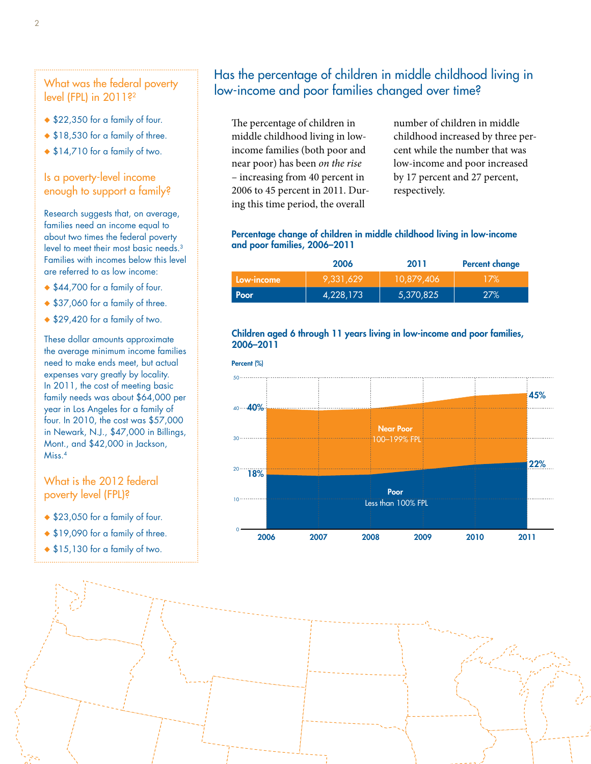### What was the federal poverty level (FPL) in 2011?[2]

- $22,350 for a family of four.
- $18,530 for a family of three.
- $14,710 for a family of two.

### Is a poverty-level income enough to support a family?

Research suggests that, on average, families need an income equal to about two times the federal poverty level to meet their most basic needs.[3] Families with incomes below this level are referred to as low income:

- $44,700 for a family of four.
- $37,060 for a family of three.
- $29,420 for a family of two.

These dollar amounts approximate the average minimum income families need to make ends meet, but actual expenses vary greatly by locality. In 2011, the cost of meeting basic family needs was about $64,000 per year in Los Angeles for a family of four. In 2010, the cost was $57,000 in Newark, N.J., $47,000 in Billings, Mont., and $42,000 in Jackson, Miss.[4]

### What is the 2012 federal poverty level (FPL)?

- $23,050 for a family of four.
- $19,090 for a family of three.
- $15,130 for a family of two.

## Has the percentage of children in middle childhood living in low-income and poor families changed over time?

The percentage of children in middle childhood living in low-income families (both poor and near poor) has been *on the rise* – increasing from 40 percent in 2006 to 45 percent in 2011. During this time period, the overall number of children in middle childhood increased by three percent while the number that was low-income and poor increased by 17 percent and 27 percent, respectively.

**Percentage change of children in middle childhood living in low-income and poor families, 2006–2011**

| | 2006 | 2011 | Percent change |
|---|---|---|---|
| Low-income | 9,331,629 | 10,879,406 | 17% |
| Poor | 4,228,173 | 5,370,825 | 27% |

**Children aged 6 through 11 years living in low-income and poor families, 2006–2011**

Percent (%)

Near Poor: 100–199% FPL; Poor: Less than 100% FPL

| Year | Low-income (total) | Poor |
|---|---|---|
| 2006 | 40% | 18% |
| 2011 | 45% | 22% |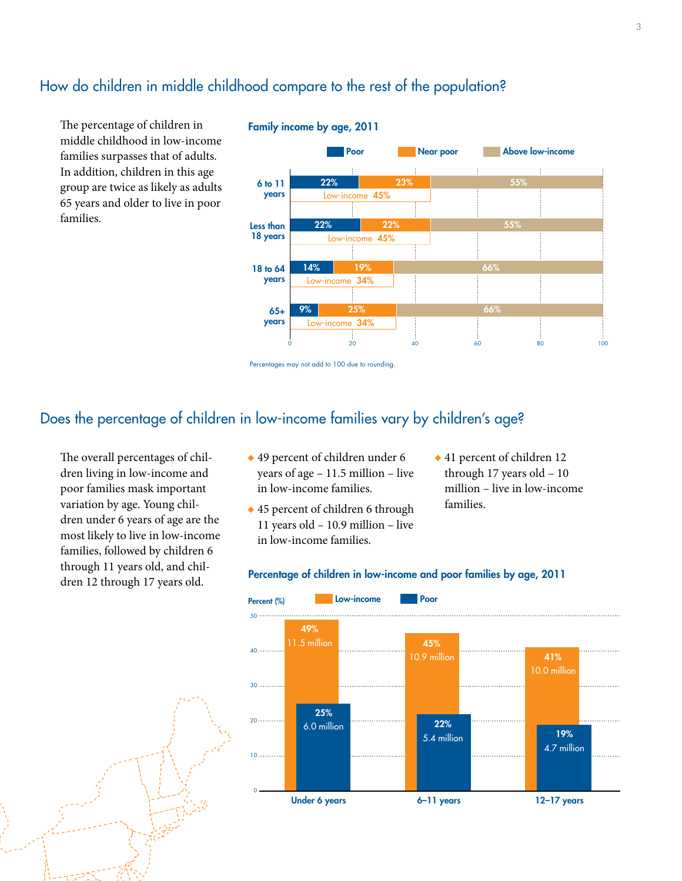## How do children in middle childhood compare to the rest of the population?

The percentage of children in middle childhood in low-income families surpasses that of adults. In addition, children in this age group are twice as likely as adults 65 years and older to live in poor families.

**Family income by age, 2011**

| Age | Poor | Near poor | Above low-income | Low-income |
|---|---|---|---|---|
| 6 to 11 years | 22% | 23% | 55% | 45% |
| Less than 18 years | 22% | 22% | 55% | 45% |
| 18 to 64 years | 14% | 19% | 66% | 34% |
| 65+ years | 9% | 25% | 66% | 34% |

Percentages may not add to 100 due to rounding.

## Does the percentage of children in low-income families vary by children's age?

The overall percentages of children living in low-income and poor families mask important variation by age. Young children under 6 years of age are the most likely to live in low-income families, followed by children 6 through 11 years old, and children 12 through 17 years old.

- 49 percent of children under 6 years of age – 11.5 million – live in low-income families.
- 45 percent of children 6 through 11 years old – 10.9 million – live in low-income families.
- 41 percent of children 12 through 17 years old – 10 million – live in low-income families.

**Percentage of children in low-income and poor families by age, 2011**

| Age | Low-income | Poor |
|---|---|---|
| Under 6 years | 49% (11.5 million) | 25% (6.0 million) |
| 6–11 years | 45% (10.9 million) | 22% (5.4 million) |
| 12–17 years | 41% (10.0 million) | 19% (4.7 million) |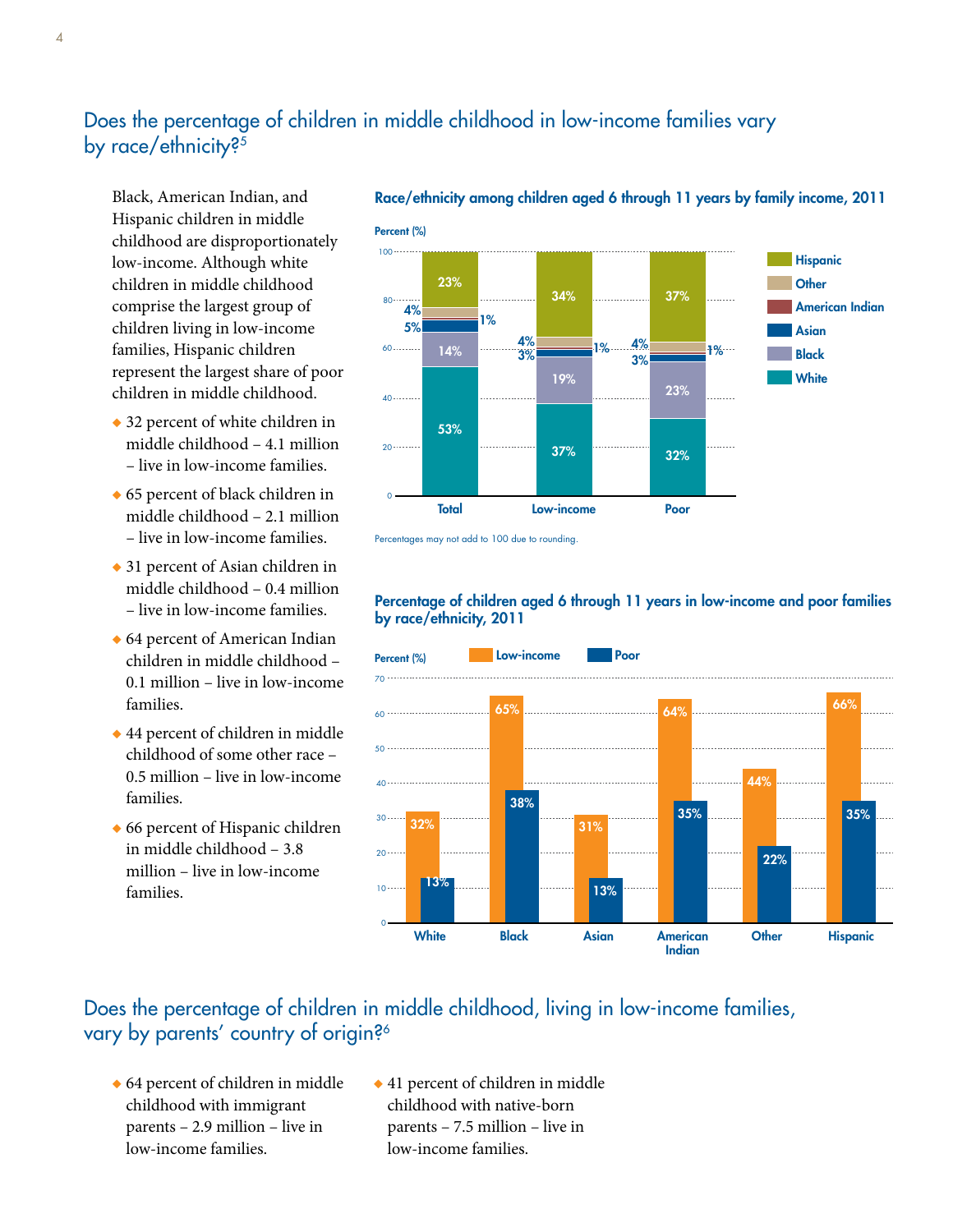## Does the percentage of children in middle childhood in low-income families vary by race/ethnicity?[5]

Black, American Indian, and Hispanic children in middle childhood are disproportionately low-income. Although white children in middle childhood comprise the largest group of children living in low-income families, Hispanic children represent the largest share of poor children in middle childhood.

- 32 percent of white children in middle childhood – 4.1 million – live in low-income families.
- 65 percent of black children in middle childhood – 2.1 million – live in low-income families.
- 31 percent of Asian children in middle childhood – 0.4 million – live in low-income families.
- 64 percent of American Indian children in middle childhood – 0.1 million – live in low-income families.
- 44 percent of children in middle childhood of some other race – 0.5 million – live in low-income families.
- 66 percent of Hispanic children in middle childhood – 3.8 million – live in low-income families.

**Race/ethnicity among children aged 6 through 11 years by family income, 2011**

| Percent (%) | Total | Low-income | Poor |
|---|---|---|---|
| Hispanic | 23% | 34% | 37% |
| Other | 4% | 4% | 4% |
| American Indian | 1% | 1% | 1% |
| Asian | 5% | 3% | 3% |
| Black | 14% | 19% | 23% |
| White | 53% | 37% | 32% |

Percentages may not add to 100 due to rounding.

**Percentage of children aged 6 through 11 years in low-income and poor families by race/ethnicity, 2011**

| Percent (%) | White | Black | Asian | American Indian | Other | Hispanic |
|---|---|---|---|---|---|---|
| Low-income | 32% | 65% | 31% | 64% | 44% | 66% |
| Poor | 13% | 38% | 13% | 35% | 22% | 35% |

## Does the percentage of children in middle childhood, living in low-income families, vary by parents' country of origin?[6]

- 64 percent of children in middle childhood with immigrant parents – 2.9 million – live in low-income families.
- 41 percent of children in middle childhood with native-born parents – 7.5 million – live in low-income families.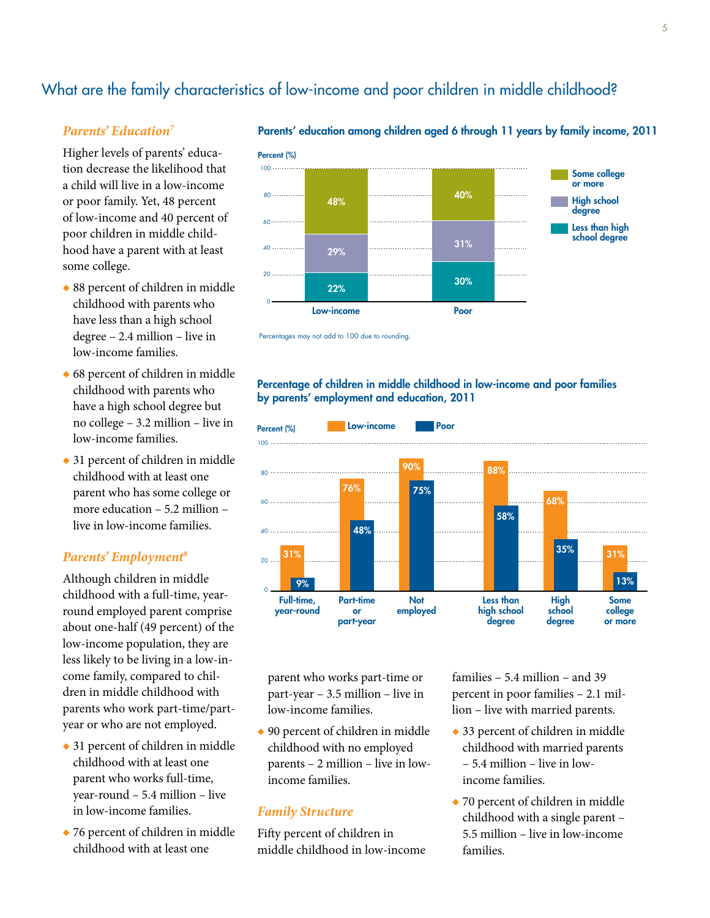## What are the family characteristics of low-income and poor children in middle childhood?

### *Parents' Education*[7]

Higher levels of parents' education decrease the likelihood that a child will live in a low-income or poor family. Yet, 48 percent of low-income and 40 percent of poor children in middle childhood have a parent with at least some college.

- 88 percent of children in middle childhood with parents who have less than a high school degree – 2.4 million – live in low-income families.
- 68 percent of children in middle childhood with parents who have a high school degree but no college – 3.2 million – live in low-income families.
- 31 percent of children in middle childhood with at least one parent who has some college or more education – 5.2 million – live in low-income families.

**Parents' education among children aged 6 through 11 years by family income, 2011**

| | Low-income | Poor |
|---|---|---|
| Some college or more | 48% | 40% |
| High school degree | 29% | 31% |
| Less than high school degree | 22% | 30% |

Percentages may not add to 100 due to rounding.

**Percentage of children in middle childhood in low-income and poor families by parents' employment and education, 2011**

| | Low-income | Poor |
|---|---|---|
| Full-time, year-round | 31% | 9% |
| Part-time or part-year | 76% | 48% |
| Not employed | 90% | 75% |
| Less than high school degree | 88% | 58% |
| High school degree | 68% | 35% |
| Some college or more | 31% | 13% |

### *Parents' Employment*[8]

Although children in middle childhood with a full-time, year-round employed parent comprise about one-half (49 percent) of the low-income population, they are less likely to be living in a low-income family, compared to children in middle childhood with parents who work part-time/part-year or who are not employed.

- 31 percent of children in middle childhood with at least one parent who works full-time, year-round – 5.4 million – live in low-income families.
- 76 percent of children in middle childhood with at least one parent who works part-time or part-year – 3.5 million – live in low-income families.
- 90 percent of children in middle childhood with no employed parents – 2 million – live in low-income families.

### *Family Structure*

Fifty percent of children in middle childhood in low-income families – 5.4 million – and 39 percent in poor families – 2.1 million – live with married parents.

- 33 percent of children in middle childhood with married parents – 5.4 million – live in low-income families.
- 70 percent of children in middle childhood with a single parent – 5.5 million – live in low-income families.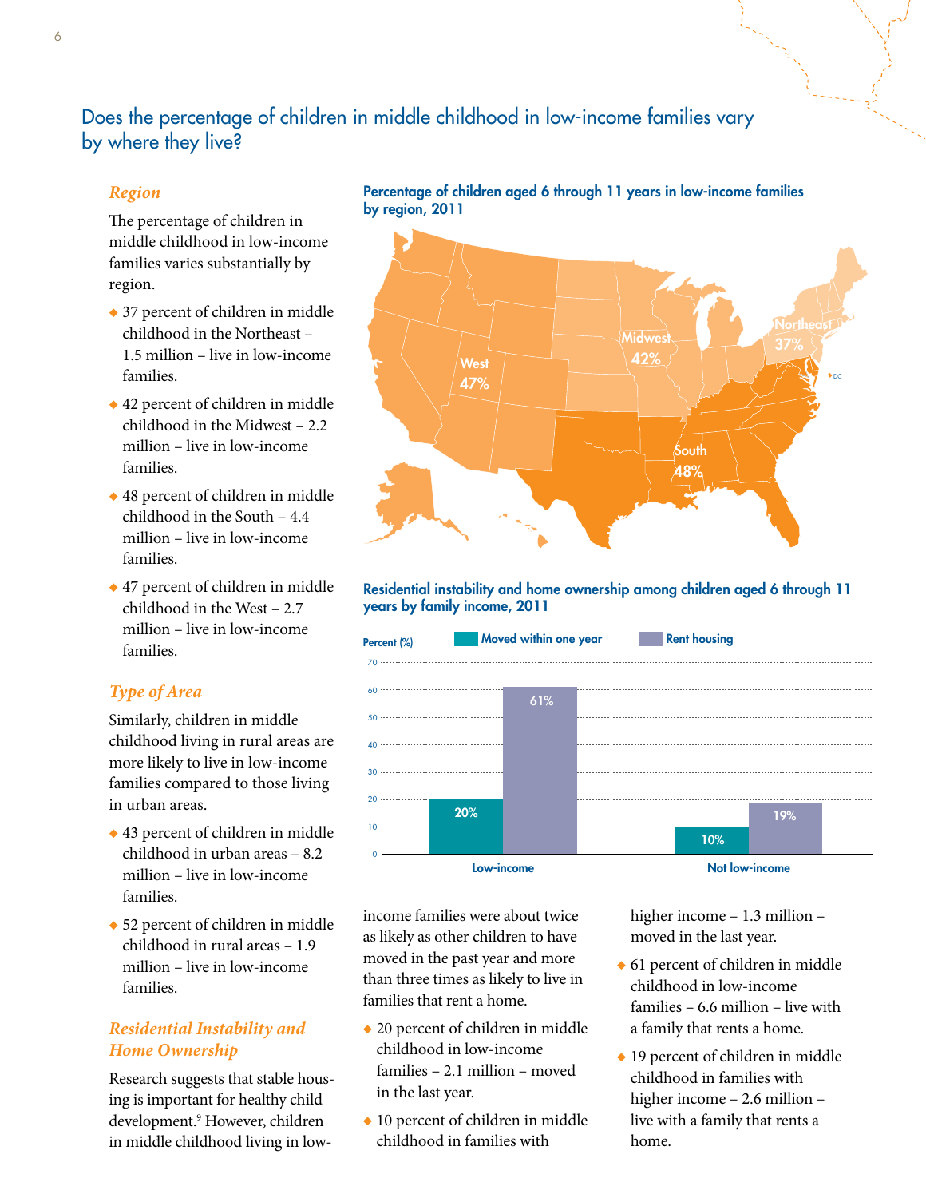## Does the percentage of children in middle childhood in low-income families vary by where they live?

### *Region*

The percentage of children in middle childhood in low-income families varies substantially by region.

- 37 percent of children in middle childhood in the Northeast – 1.5 million – live in low-income families.
- 42 percent of children in middle childhood in the Midwest – 2.2 million – live in low-income families.
- 48 percent of children in middle childhood in the South – 4.4 million – live in low-income families.
- 47 percent of children in middle childhood in the West – 2.7 million – live in low-income families.

### *Type of Area*

Similarly, children in middle childhood living in rural areas are more likely to live in low-income families compared to those living in urban areas.

- 43 percent of children in middle childhood in urban areas – 8.2 million – live in low-income families.
- 52 percent of children in middle childhood in rural areas – 1.9 million – live in low-income families.

### *Residential Instability and Home Ownership*

Research suggests that stable housing is important for healthy child development.[9] However, children in middle childhood living in low-income families were about twice as likely as other children to have moved in the past year and more than three times as likely to live in families that rent a home.

- 20 percent of children in middle childhood in low-income families – 2.1 million – moved in the last year.
- 10 percent of children in middle childhood in families with higher income – 1.3 million – moved in the last year.
- 61 percent of children in middle childhood in low-income families – 6.6 million – live with a family that rents a home.
- 19 percent of children in middle childhood in families with higher income – 2.6 million – live with a family that rents a home.

**Percentage of children aged 6 through 11 years in low-income families by region, 2011**

| Region | Percent |
|---|---|
| West | 47% |
| Midwest | 42% |
| Northeast | 37% |
| South | 48% |

**Residential instability and home ownership among children aged 6 through 11 years by family income, 2011**

| Percent (%) | Moved within one year | Rent housing |
|---|---|---|
| Low-income | 20% | 61% |
| Not low-income | 10% | 19% |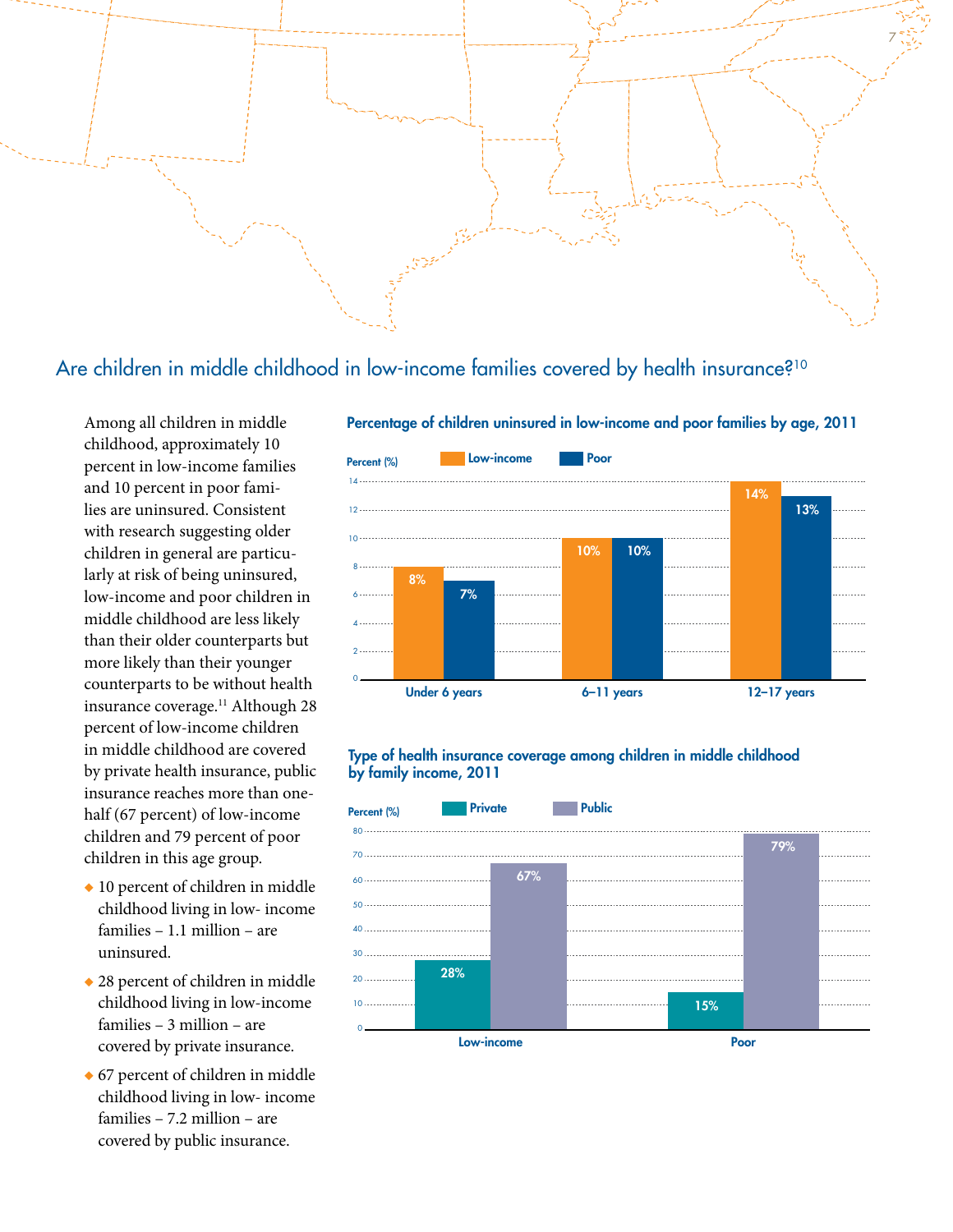## Are children in middle childhood in low-income families covered by health insurance?[10]

Among all children in middle childhood, approximately 10 percent in low-income families and 10 percent in poor families are uninsured. Consistent with research suggesting older children in general are particularly at risk of being uninsured, low-income and poor children in middle childhood are less likely than their older counterparts but more likely than their younger counterparts to be without health insurance coverage.[11] Although 28 percent of low-income children in middle childhood are covered by private health insurance, public insurance reaches more than one-half (67 percent) of low-income children and 79 percent of poor children in this age group.

- 10 percent of children in middle childhood living in low- income families – 1.1 million – are uninsured.
- 28 percent of children in middle childhood living in low-income families – 3 million – are covered by private insurance.
- 67 percent of children in middle childhood living in low- income families – 7.2 million – are covered by public insurance.

**Percentage of children uninsured in low-income and poor families by age, 2011**

| Age | Low-income | Poor |
|---|---|---|
| Under 6 years | 8% | 7% |
| 6–11 years | 10% | 10% |
| 12–17 years | 14% | 13% |

**Type of health insurance coverage among children in middle childhood by family income, 2011**

| Family income | Private | Public |
|---|---|---|
| Low-income | 28% | 67% |
| Poor | 15% | 79% |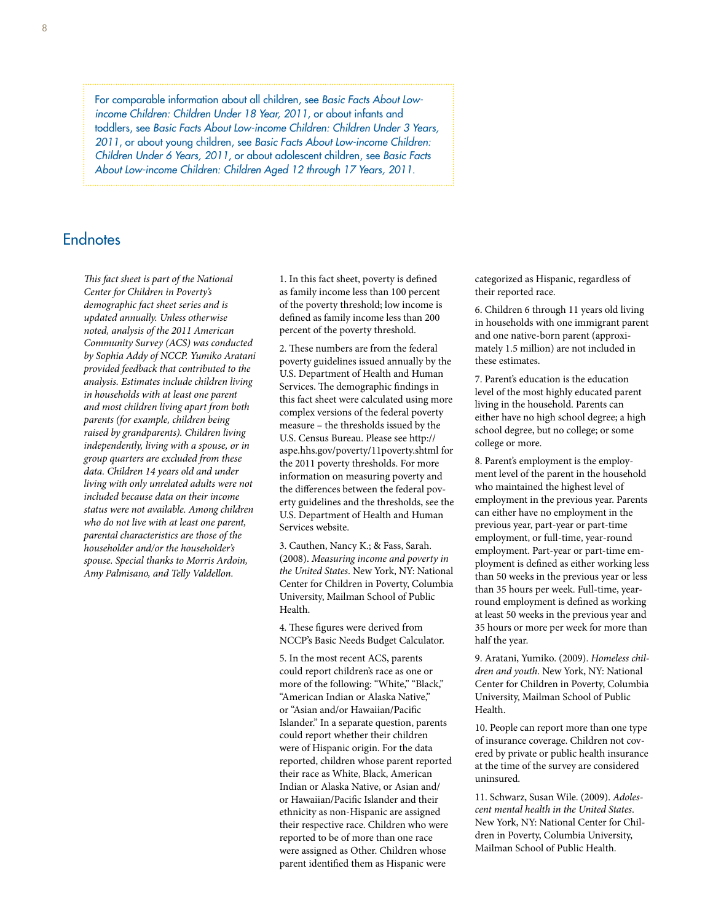For comparable information about all children, see *Basic Facts About Low-income Children: Children Under 18 Year, 2011*, or about infants and toddlers, see *Basic Facts About Low-income Children: Children Under 3 Years, 2011*, or about young children, see *Basic Facts About Low-income Children: Children Under 6 Years, 2011*, or about adolescent children, see *Basic Facts About Low-income Children: Children Aged 12 through 17 Years, 2011*.

## Endnotes

*This fact sheet is part of the National Center for Children in Poverty's demographic fact sheet series and is updated annually. Unless otherwise noted, analysis of the 2011 American Community Survey (ACS) was conducted by Sophia Addy of NCCP. Yumiko Aratani provided feedback that contributed to the analysis. Estimates include children living in households with at least one parent and most children living apart from both parents (for example, children being raised by grandparents). Children living independently, living with a spouse, or in group quarters are excluded from these data. Children 14 years old and under living with only unrelated adults were not included because data on their income status were not available. Among children who do not live with at least one parent, parental characteristics are those of the householder and/or the householder's spouse. Special thanks to Morris Ardoin, Amy Palmisano, and Telly Valdellon.*

1. In this fact sheet, poverty is defined as family income less than 100 percent of the poverty threshold; low income is defined as family income less than 200 percent of the poverty threshold.

2. These numbers are from the federal poverty guidelines issued annually by the U.S. Department of Health and Human Services. The demographic findings in this fact sheet were calculated using more complex versions of the federal poverty measure – the thresholds issued by the U.S. Census Bureau. Please see http://aspe.hhs.gov/poverty/11poverty.shtml for the 2011 poverty thresholds. For more information on measuring poverty and the differences between the federal poverty guidelines and the thresholds, see the U.S. Department of Health and Human Services website.

3. Cauthen, Nancy K.; & Fass, Sarah. (2008). *Measuring income and poverty in the United States*. New York, NY: National Center for Children in Poverty, Columbia University, Mailman School of Public Health.

4. These figures were derived from NCCP's Basic Needs Budget Calculator.

5. In the most recent ACS, parents could report children's race as one or more of the following: "White," "Black," "American Indian or Alaska Native," or "Asian and/or Hawaiian/Pacific Islander." In a separate question, parents could report whether their children were of Hispanic origin. For the data reported, children whose parent reported their race as White, Black, American Indian or Alaska Native, or Asian and/or Hawaiian/Pacific Islander and their ethnicity as non-Hispanic are assigned their respective race. Children who were reported to be of more than one race were assigned as Other. Children whose parent identified them as Hispanic were categorized as Hispanic, regardless of their reported race.

6. Children 6 through 11 years old living in households with one immigrant parent and one native-born parent (approximately 1.5 million) are not included in these estimates.

7. Parent's education is the education level of the most highly educated parent living in the household. Parents can either have no high school degree; a high school degree, but no college; or some college or more.

8. Parent's employment is the employment level of the parent in the household who maintained the highest level of employment in the previous year. Parents can either have no employment in the previous year, part-year or part-time employment, or full-time, year-round employment. Part-year or part-time employment is defined as either working less than 50 weeks in the previous year or less than 35 hours per week. Full-time, year-round employment is defined as working at least 50 weeks in the previous year and 35 hours or more per week for more than half the year.

9. Aratani, Yumiko. (2009). *Homeless children and youth*. New York, NY: National Center for Children in Poverty, Columbia University, Mailman School of Public Health.

10. People can report more than one type of insurance coverage. Children not covered by private or public health insurance at the time of the survey are considered uninsured.

11. Schwarz, Susan Wile. (2009). *Adolescent mental health in the United States*. New York, NY: National Center for Children in Poverty, Columbia University, Mailman School of Public Health.